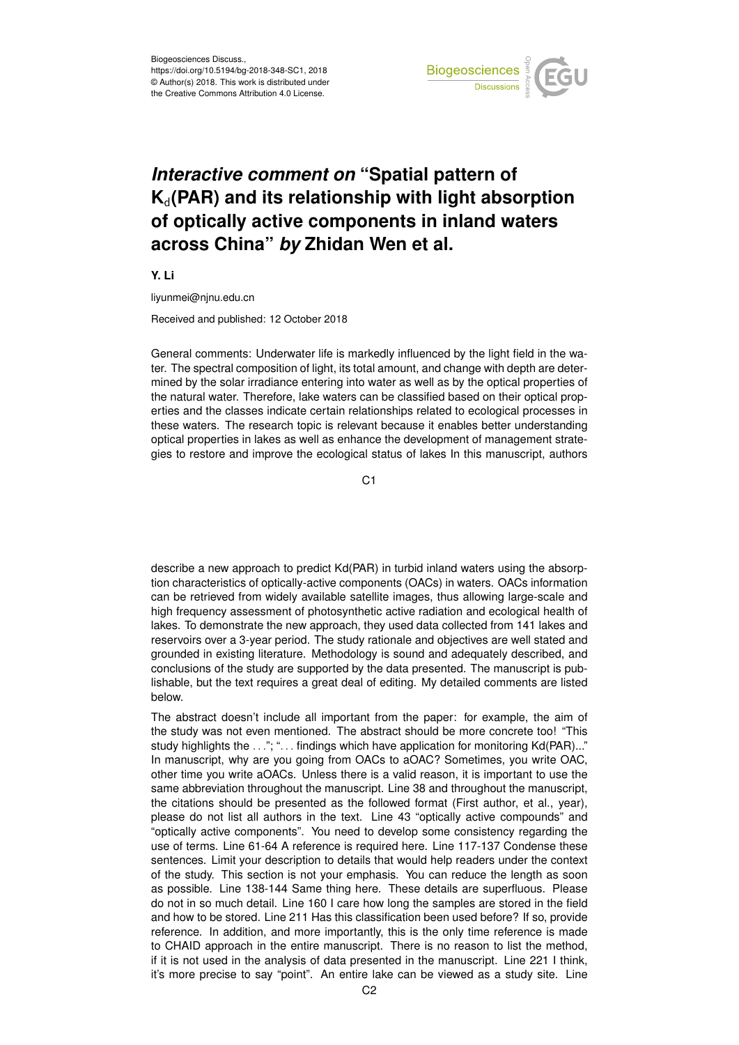Biogeosciences Discuss.,
https://doi.org/10.5194/bg-2018-348-SC1, 2018
© Author(s) 2018. This work is distributed under
the Creative Commons Attribution 4.0 License.

# *Interactive comment on* "Spatial pattern of $K_d$(PAR) and its relationship with light absorption of optically active components in inland waters across China" *by* Zhidan Wen et al.

**Y. Li**

liyunmei@njnu.edu.cn

Received and published: 12 October 2018

General comments: Underwater life is markedly influenced by the light field in the water. The spectral composition of light, its total amount, and change with depth are determined by the solar irradiance entering into water as well as by the optical properties of the natural water. Therefore, lake waters can be classified based on their optical properties and the classes indicate certain relationships related to ecological processes in these waters. The research topic is relevant because it enables better understanding optical properties in lakes as well as enhance the development of management strategies to restore and improve the ecological status of lakes In this manuscript, authors describe a new approach to predict Kd(PAR) in turbid inland waters using the absorption characteristics of optically-active components (OACs) in waters. OACs information can be retrieved from widely available satellite images, thus allowing large-scale and high frequency assessment of photosynthetic active radiation and ecological health of lakes. To demonstrate the new approach, they used data collected from 141 lakes and reservoirs over a 3-year period. The study rationale and objectives are well stated and grounded in existing literature. Methodology is sound and adequately described, and conclusions of the study are supported by the data presented. The manuscript is publishable, but the text requires a great deal of editing. My detailed comments are listed below.

The abstract doesn't include all important from the paper: for example, the aim of the study was not even mentioned. The abstract should be more concrete too! "This study highlights the . . ."; ". . . findings which have application for monitoring Kd(PAR)..." In manuscript, why are you going from OACs to aOACs? Sometimes, you write OAC, other time you write aOACs. Unless there is a valid reason, it is important to use the same abbreviation throughout the manuscript. Line 38 and throughout the manuscript, the citations should be presented as the followed format (First author, et al., year), please do not list all authors in the text. Line 43 "optically active compounds" and "optically active components". You need to develop some consistency regarding the use of terms. Line 61-64 A reference is required here. Line 117-137 Condense these sentences. Limit your description to details that would help readers under the context of the study. This section is not your emphasis. You can reduce the length as soon as possible. Line 138-144 Same thing here. These details are superfluous. Please do not in so much detail. Line 160 I care how long the samples are stored in the field and how to be stored. Line 211 Has this classification been used before? If so, provide reference. In addition, and more importantly, this is the only time reference is made to CHAID approach in the entire manuscript. There is no reason to list the method, if it is not used in the analysis of data presented in the manuscript. Line 221 I think, it's more precise to say "point". An entire lake can be viewed as a study site. Line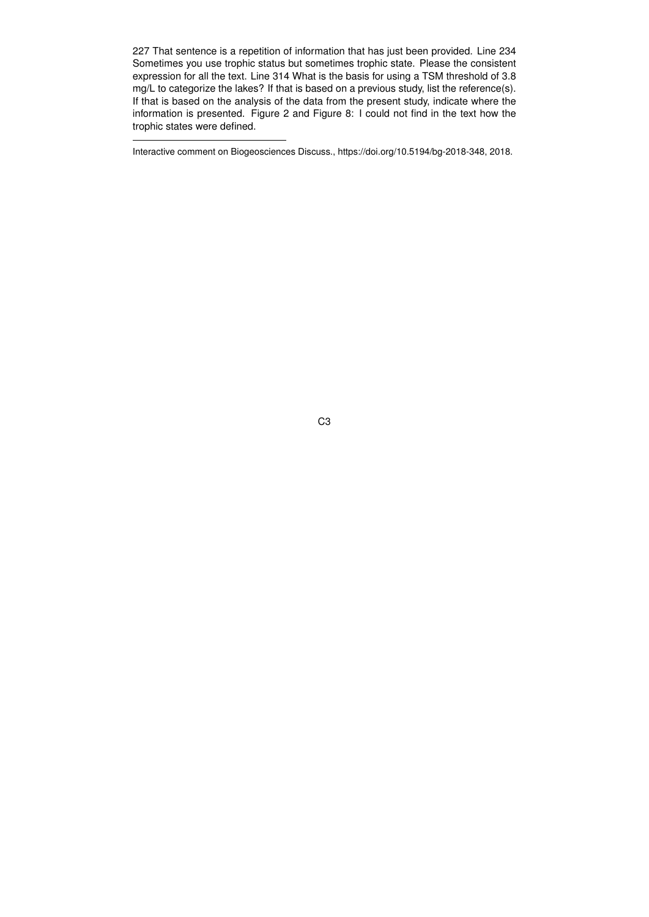227 That sentence is a repetition of information that has just been provided. Line 234 Sometimes you use trophic status but sometimes trophic state. Please the consistent expression for all the text. Line 314 What is the basis for using a TSM threshold of 3.8 mg/L to categorize the lakes? If that is based on a previous study, list the reference(s). If that is based on the analysis of the data from the present study, indicate where the information is presented. Figure 2 and Figure 8: I could not find in the text how the trophic states were defined.

---

Interactive comment on Biogeosciences Discuss., https://doi.org/10.5194/bg-2018-348, 2018.